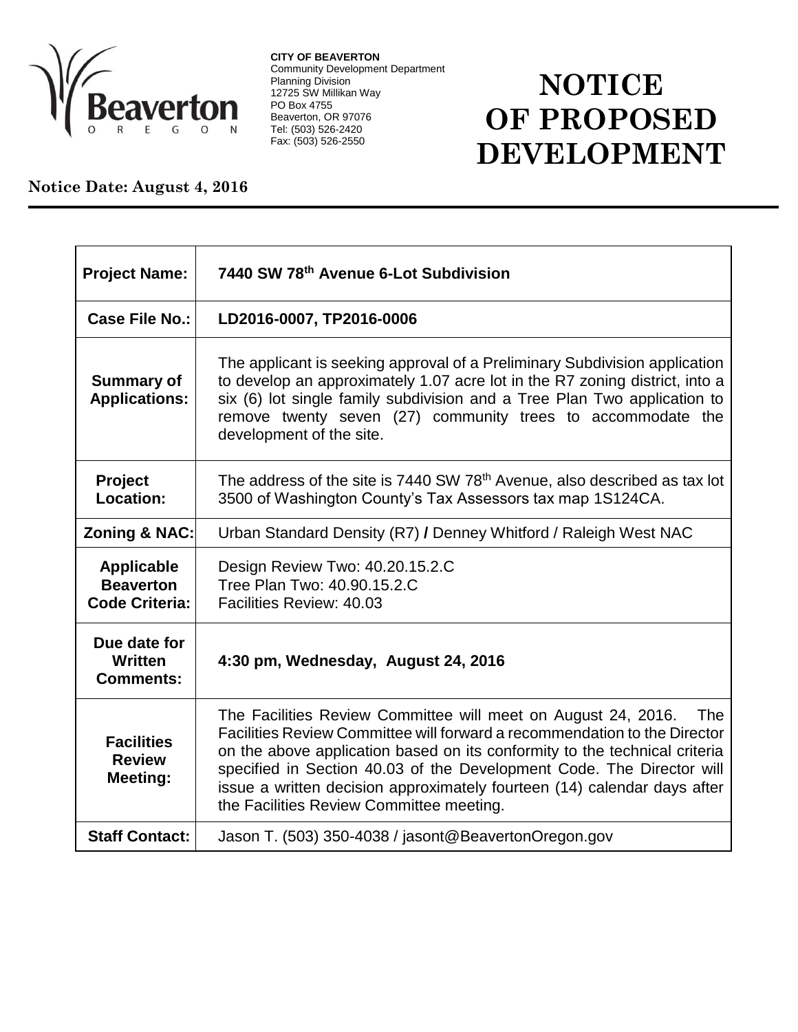**CITY OF BEAVERTON**
Community Development Department
Planning Division
12725 SW Millikan Way
PO Box 4755
Beaverton, OR 97076
Tel: (503) 526-2420
Fax: (503) 526-2550

# NOTICE OF PROPOSED DEVELOPMENT

**Notice Date: August 4, 2016**

| | |
|---|---|
| **Project Name:** | **7440 SW 78th Avenue 6-Lot Subdivision** |
| **Case File No.:** | **LD2016-0007, TP2016-0006** |
| **Summary of Applications:** | The applicant is seeking approval of a Preliminary Subdivision application to develop an approximately 1.07 acre lot in the R7 zoning district, into a six (6) lot single family subdivision and a Tree Plan Two application to remove twenty seven (27) community trees to accommodate the development of the site. |
| **Project Location:** | The address of the site is 7440 SW 78th Avenue, also described as tax lot 3500 of Washington County's Tax Assessors tax map 1S124CA. |
| **Zoning & NAC:** | Urban Standard Density (R7) **/** Denney Whitford / Raleigh West NAC |
| **Applicable Beaverton Code Criteria:** | Design Review Two: 40.20.15.2.C<br>Tree Plan Two: 40.90.15.2.C<br>Facilities Review: 40.03 |
| **Due date for Written Comments:** | **4:30 pm, Wednesday, August 24, 2016** |
| **Facilities Review Meeting:** | The Facilities Review Committee will meet on August 24, 2016. The Facilities Review Committee will forward a recommendation to the Director on the above application based on its conformity to the technical criteria specified in Section 40.03 of the Development Code. The Director will issue a written decision approximately fourteen (14) calendar days after the Facilities Review Committee meeting. |
| **Staff Contact:** | Jason T. (503) 350-4038 / jasont@BeavertonOregon.gov |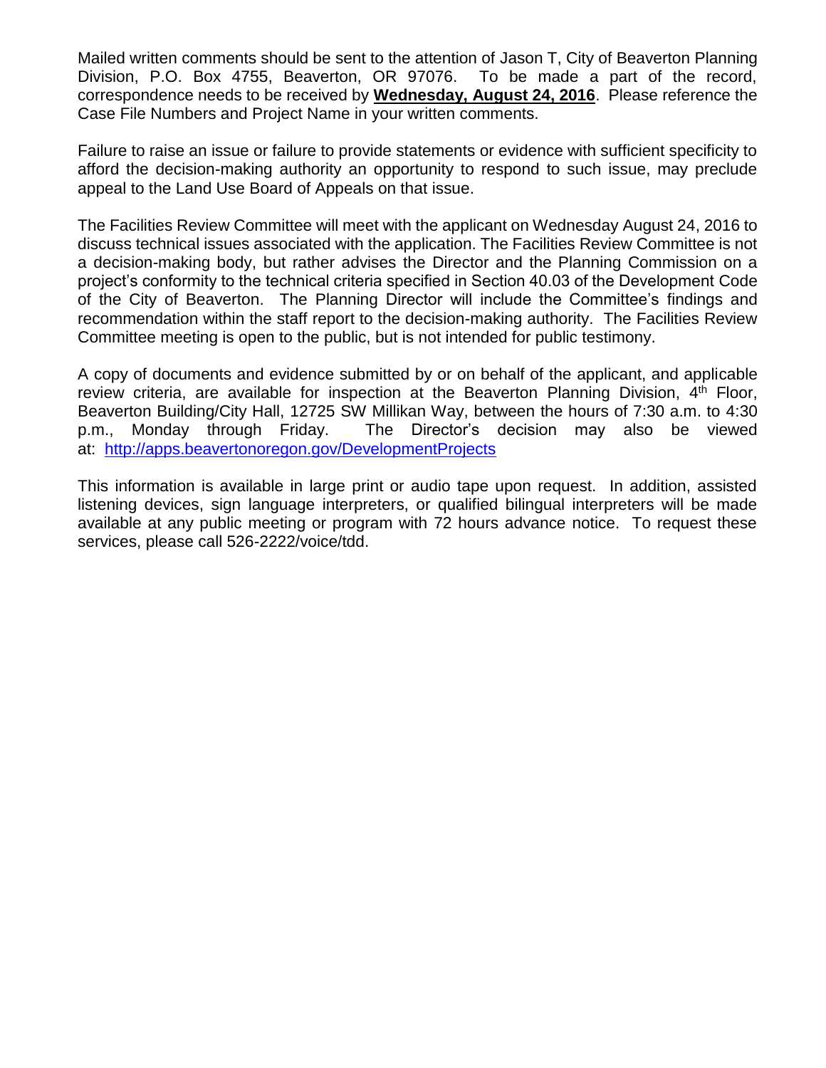Mailed written comments should be sent to the attention of Jason T, City of Beaverton Planning Division, P.O. Box 4755, Beaverton, OR 97076. To be made a part of the record, correspondence needs to be received by **Wednesday, August 24, 2016**. Please reference the Case File Numbers and Project Name in your written comments.

Failure to raise an issue or failure to provide statements or evidence with sufficient specificity to afford the decision-making authority an opportunity to respond to such issue, may preclude appeal to the Land Use Board of Appeals on that issue.

The Facilities Review Committee will meet with the applicant on Wednesday August 24, 2016 to discuss technical issues associated with the application. The Facilities Review Committee is not a decision-making body, but rather advises the Director and the Planning Commission on a project's conformity to the technical criteria specified in Section 40.03 of the Development Code of the City of Beaverton. The Planning Director will include the Committee's findings and recommendation within the staff report to the decision-making authority. The Facilities Review Committee meeting is open to the public, but is not intended for public testimony.

A copy of documents and evidence submitted by or on behalf of the applicant, and applicable review criteria, are available for inspection at the Beaverton Planning Division, 4th Floor, Beaverton Building/City Hall, 12725 SW Millikan Way, between the hours of 7:30 a.m. to 4:30 p.m., Monday through Friday. The Director's decision may also be viewed at: http://apps.beavertonoregon.gov/DevelopmentProjects

This information is available in large print or audio tape upon request. In addition, assisted listening devices, sign language interpreters, or qualified bilingual interpreters will be made available at any public meeting or program with 72 hours advance notice. To request these services, please call 526-2222/voice/tdd.